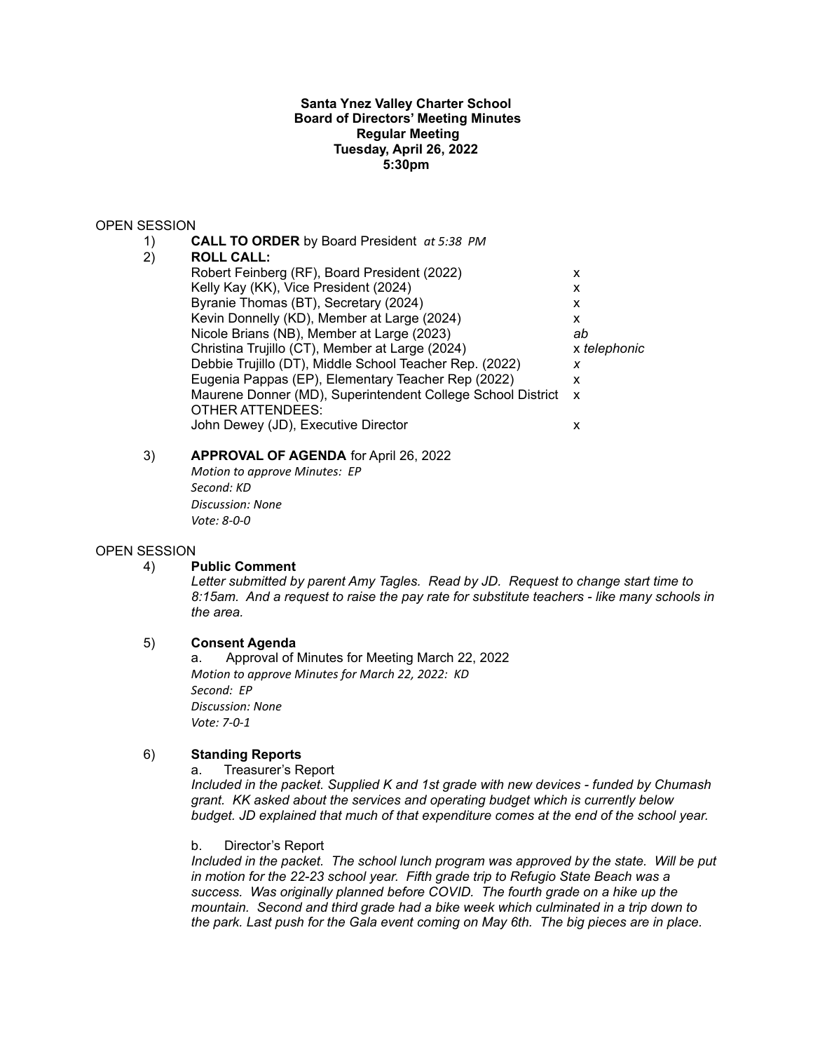**Santa Ynez Valley Charter School**
**Board of Directors' Meeting Minutes**
**Regular Meeting**
**Tuesday, April 26, 2022**
**5:30pm**

OPEN SESSION

1) **CALL TO ORDER** by Board President *at 5:38 PM*

2) **ROLL CALL:**

| | |
|---|---|
| Robert Feinberg (RF), Board President (2022) | x |
| Kelly Kay (KK), Vice President (2024) | x |
| Byranie Thomas (BT), Secretary (2024) | x |
| Kevin Donnelly (KD), Member at Large (2024) | x |
| Nicole Brians (NB), Member at Large (2023) | *ab* |
| Christina Trujillo (CT), Member at Large (2024) | x *telephonic* |
| Debbie Trujillo (DT), Middle School Teacher Rep. (2022) | *x* |
| Eugenia Pappas (EP), Elementary Teacher Rep (2022) | x |
| Maurene Donner (MD), Superintendent College School District | x |
| OTHER ATTENDEES: | |
| John Dewey (JD), Executive Director | x |

3) **APPROVAL OF AGENDA** for April 26, 2022

*Motion to approve Minutes: EP*
*Second: KD*
*Discussion: None*
*Vote: 8-0-0*

OPEN SESSION

4) **Public Comment**

*Letter submitted by parent Amy Tagles. Read by JD. Request to change start time to 8:15am. And a request to raise the pay rate for substitute teachers - like many schools in the area.*

5) **Consent Agenda**

a. Approval of Minutes for Meeting March 22, 2022

*Motion to approve Minutes for March 22, 2022: KD*
*Second: EP*
*Discussion: None*
*Vote: 7-0-1*

6) **Standing Reports**

a. Treasurer's Report

*Included in the packet. Supplied K and 1st grade with new devices - funded by Chumash grant. KK asked about the services and operating budget which is currently below budget. JD explained that much of that expenditure comes at the end of the school year.*

b. Director's Report

*Included in the packet. The school lunch program was approved by the state. Will be put in motion for the 22-23 school year. Fifth grade trip to Refugio State Beach was a success. Was originally planned before COVID. The fourth grade on a hike up the mountain. Second and third grade had a bike week which culminated in a trip down to the park. Last push for the Gala event coming on May 6th. The big pieces are in place.*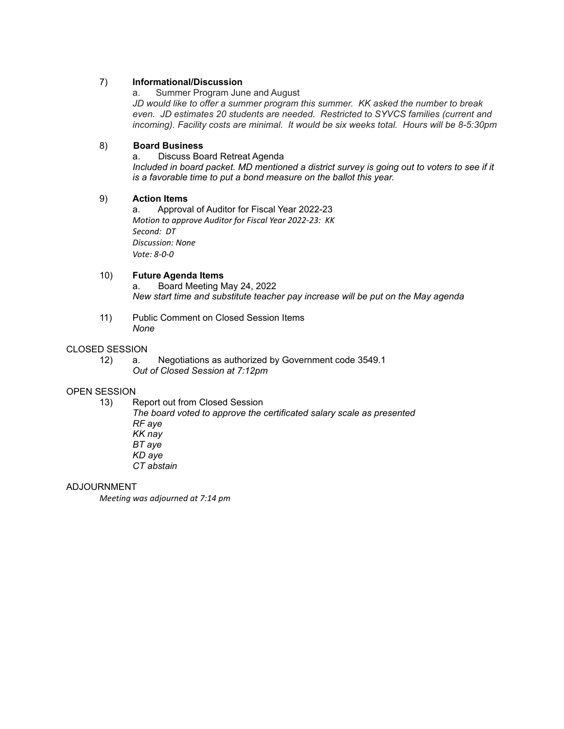7) **Informational/Discussion**

a. Summer Program June and August

*JD would like to offer a summer program this summer. KK asked the number to break even. JD estimates 20 students are needed. Restricted to SYVCS families (current and incoming). Facility costs are minimal. It would be six weeks total. Hours will be 8-5:30pm*

8) **Board Business**

a. Discuss Board Retreat Agenda

*Included in board packet. MD mentioned a district survey is going out to voters to see if it is a favorable time to put a bond measure on the ballot this year.*

9) **Action Items**

a. Approval of Auditor for Fiscal Year 2022-23

*Motion to approve Auditor for Fiscal Year 2022-23: KK*
*Second: DT*
*Discussion: None*
*Vote: 8-0-0*

10) **Future Agenda Items**

a. Board Meeting May 24, 2022

*New start time and substitute teacher pay increase will be put on the May agenda*

11) Public Comment on Closed Session Items

*None*

CLOSED SESSION

12) a. Negotiations as authorized by Government code 3549.1

*Out of Closed Session at 7:12pm*

OPEN SESSION

13) Report out from Closed Session

*The board voted to approve the certificated salary scale as presented*
*RF aye*
*KK nay*
*BT aye*
*KD aye*
*CT abstain*

ADJOURNMENT

*Meeting was adjourned at 7:14 pm*